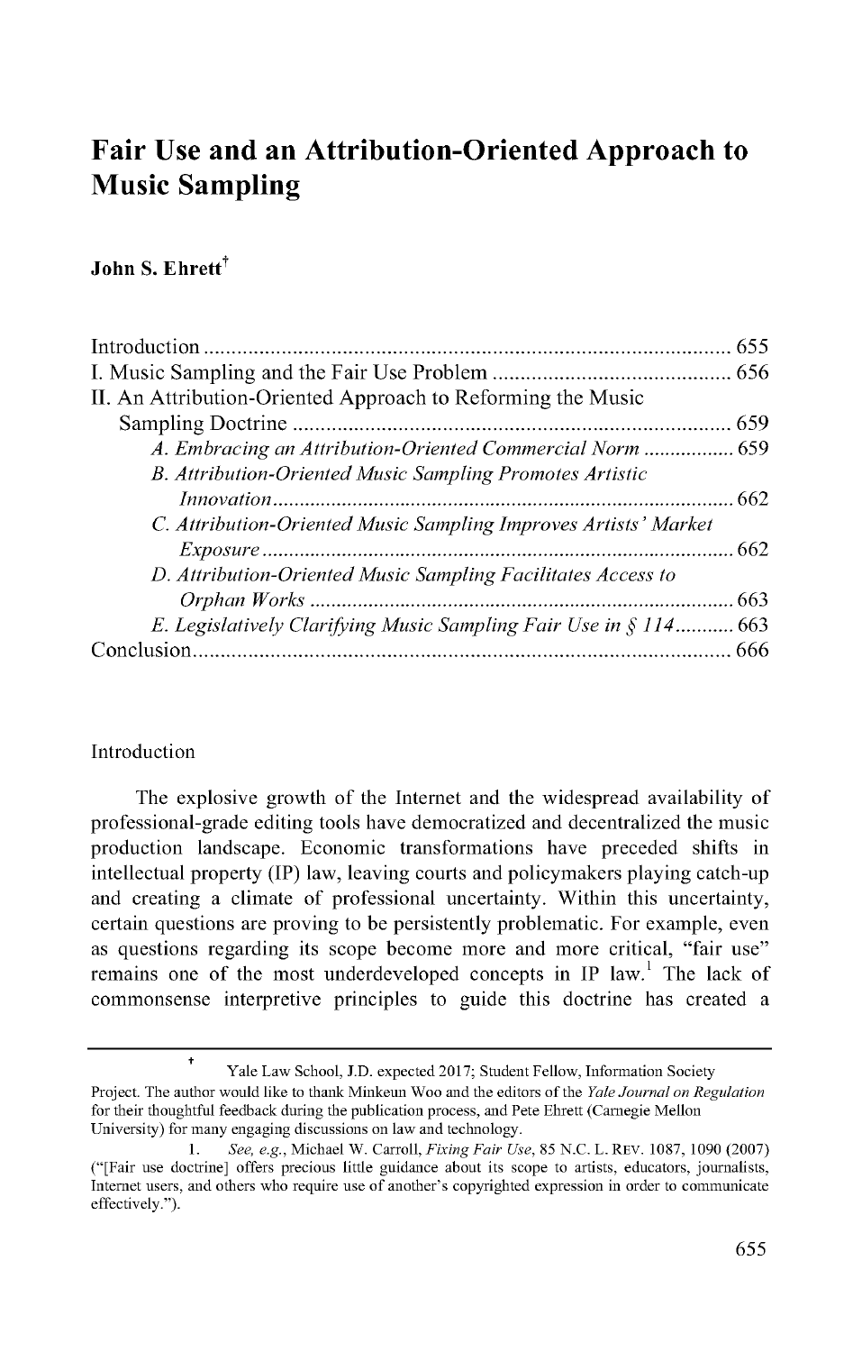# Fair Use and an Attribution-Oriented Approach to Music Sampling

**John S. Ehrett**[†]

Introduction ........................................................................................ 655
I. Music Sampling and the Fair Use Problem ........................................... 656
II. An Attribution-Oriented Approach to Reforming the Music Sampling Doctrine ........................................................................ 659
*A. Embracing an Attribution-Oriented Commercial Norm* ................. 659
*B. Attribution-Oriented Music Sampling Promotes Artistic Innovation* ........................................................................ 662
*C. Attribution-Oriented Music Sampling Improves Artists' Market Exposure* ........................................................................ 662
*D. Attribution-Oriented Music Sampling Facilitates Access to Orphan Works* ................................................................ 663
*E. Legislatively Clarifying Music Sampling Fair Use in § 114* ........... 663
Conclusion .......................................................................................... 666

## Introduction

The explosive growth of the Internet and the widespread availability of professional-grade editing tools have democratized and decentralized the music production landscape. Economic transformations have preceded shifts in intellectual property (IP) law, leaving courts and policymakers playing catch-up and creating a climate of professional uncertainty. Within this uncertainty, certain questions are proving to be persistently problematic. For example, even as questions regarding its scope become more and more critical, "fair use" remains one of the most underdeveloped concepts in IP law.[1] The lack of commonsense interpretive principles to guide this doctrine has created a

---

† Yale Law School, J.D. expected 2017; Student Fellow, Information Society Project. The author would like to thank Minkeun Woo and the editors of the *Yale Journal on Regulation* for their thoughtful feedback during the publication process, and Pete Ehrett (Carnegie Mellon University) for many engaging discussions on law and technology.

1. *See, e.g.*, Michael W. Carroll, *Fixing Fair Use*, 85 N.C. L. REV. 1087, 1090 (2007) ("[Fair use doctrine] offers precious little guidance about its scope to artists, educators, journalists, Internet users, and others who require use of another's copyrighted expression in order to communicate effectively.").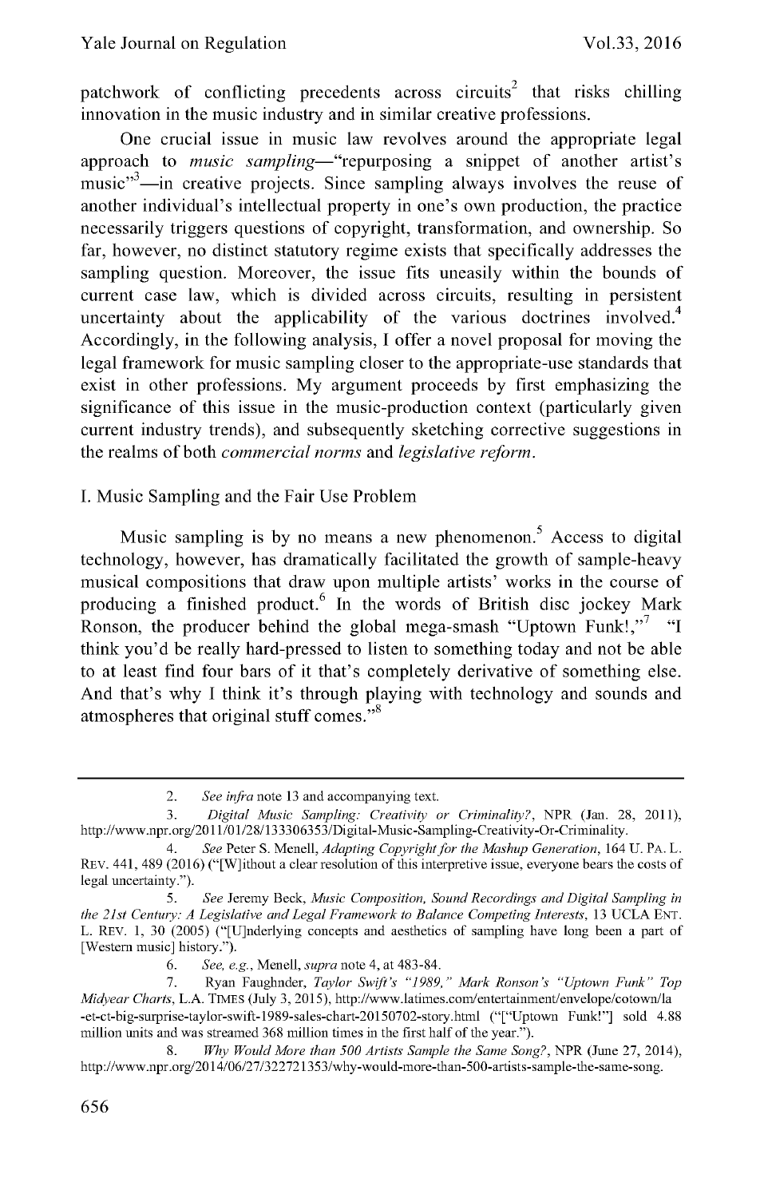patchwork of conflicting precedents across circuits[2] that risks chilling innovation in the music industry and in similar creative professions.

One crucial issue in music law revolves around the appropriate legal approach to *music sampling*—"repurposing a snippet of another artist's music"[3]—in creative projects. Since sampling always involves the reuse of another individual's intellectual property in one's own production, the practice necessarily triggers questions of copyright, transformation, and ownership. So far, however, no distinct statutory regime exists that specifically addresses the sampling question. Moreover, the issue fits uneasily within the bounds of current case law, which is divided across circuits, resulting in persistent uncertainty about the applicability of the various doctrines involved.[4] Accordingly, in the following analysis, I offer a novel proposal for moving the legal framework for music sampling closer to the appropriate-use standards that exist in other professions. My argument proceeds by first emphasizing the significance of this issue in the music-production context (particularly given current industry trends), and subsequently sketching corrective suggestions in the realms of both *commercial norms* and *legislative reform*.

## I. Music Sampling and the Fair Use Problem

Music sampling is by no means a new phenomenon.[5] Access to digital technology, however, has dramatically facilitated the growth of sample-heavy musical compositions that draw upon multiple artists' works in the course of producing a finished product.[6] In the words of British disc jockey Mark Ronson, the producer behind the global mega-smash "Uptown Funk!,"[7] "I think you'd be really hard-pressed to listen to something today and not be able to at least find four bars of it that's completely derivative of something else. And that's why I think it's through playing with technology and sounds and atmospheres that original stuff comes."[8]

---

2. *See infra* note 13 and accompanying text.

3. *Digital Music Sampling: Creativity or Criminality?*, NPR (Jan. 28, 2011), http://www.npr.org/2011/01/28/133306353/Digital-Music-Sampling-Creativity-Or-Criminality.

4. *See* Peter S. Menell, *Adapting Copyright for the Mashup Generation*, 164 U. PA. L. REV. 441, 489 (2016) ("[W]ithout a clear resolution of this interpretive issue, everyone bears the costs of legal uncertainty.").

5. *See* Jeremy Beck, *Music Composition, Sound Recordings and Digital Sampling in the 21st Century: A Legislative and Legal Framework to Balance Competing Interests*, 13 UCLA ENT. L. REV. 1, 30 (2005) ("[U]nderlying concepts and aesthetics of sampling have long been a part of [Western music] history.").

6. *See, e.g.*, Menell, *supra* note 4, at 483-84.

7. Ryan Faughnder, *Taylor Swift's "1989," Mark Ronson's "Uptown Funk" Top Midyear Charts*, L.A. TIMES (July 3, 2015), http://www.latimes.com/entertainment/envelope/cotown/la-et-ct-big-surprise-taylor-swift-1989-sales-chart-20150702-story.html ("["Uptown Funk!"] sold 4.88 million units and was streamed 368 million times in the first half of the year.").

8. *Why Would More than 500 Artists Sample the Same Song?*, NPR (June 27, 2014), http://www.npr.org/2014/06/27/322721353/why-would-more-than-500-artists-sample-the-same-song.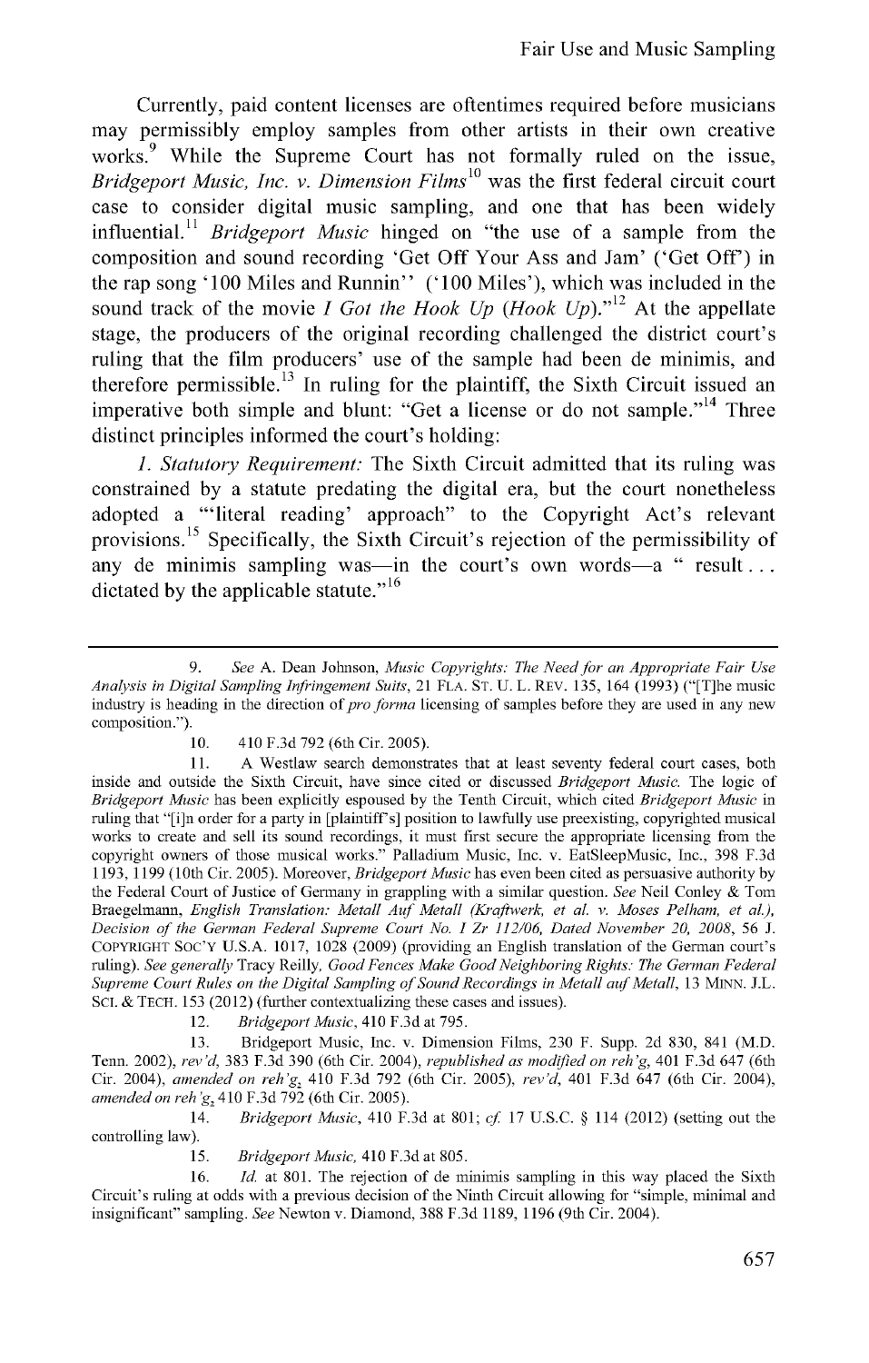Currently, paid content licenses are oftentimes required before musicians may permissibly employ samples from other artists in their own creative works.[9] While the Supreme Court has not formally ruled on the issue, *Bridgeport Music, Inc. v. Dimension Films*[10] was the first federal circuit court case to consider digital music sampling, and one that has been widely influential.[11] *Bridgeport Music* hinged on "the use of a sample from the composition and sound recording 'Get Off Your Ass and Jam' ('Get Off') in the rap song '100 Miles and Runnin'' ('100 Miles'), which was included in the sound track of the movie *I Got the Hook Up* (*Hook Up*)."[12] At the appellate stage, the producers of the original recording challenged the district court's ruling that the film producers' use of the sample had been de minimis, and therefore permissible.[13] In ruling for the plaintiff, the Sixth Circuit issued an imperative both simple and blunt: "Get a license or do not sample."[14] Three distinct principles informed the court's holding:

*1. Statutory Requirement:* The Sixth Circuit admitted that its ruling was constrained by a statute predating the digital era, but the court nonetheless adopted a "'literal reading' approach" to the Copyright Act's relevant provisions.[15] Specifically, the Sixth Circuit's rejection of the permissibility of any de minimis sampling was—in the court's own words—a " result . . . dictated by the applicable statute."[16]

---

9. *See* A. Dean Johnson, *Music Copyrights: The Need for an Appropriate Fair Use Analysis in Digital Sampling Infringement Suits*, 21 FLA. ST. U. L. REV. 135, 164 (1993) ("[T]he music industry is heading in the direction of *pro forma* licensing of samples before they are used in any new composition.").

10. 410 F.3d 792 (6th Cir. 2005).

11. A Westlaw search demonstrates that at least seventy federal court cases, both inside and outside the Sixth Circuit, have since cited or discussed *Bridgeport Music.* The logic of *Bridgeport Music* has been explicitly espoused by the Tenth Circuit, which cited *Bridgeport Music* in ruling that "[i]n order for a party in [plaintiff's] position to lawfully use preexisting, copyrighted musical works to create and sell its sound recordings, it must first secure the appropriate licensing from the copyright owners of those musical works." Palladium Music, Inc. v. EatSleepMusic, Inc., 398 F.3d 1193, 1199 (10th Cir. 2005). Moreover, *Bridgeport Music* has even been cited as persuasive authority by the Federal Court of Justice of Germany in grappling with a similar question. *See* Neil Conley & Tom Braegelmann, *English Translation: Metall Auf Metall (Kraftwerk, et al. v. Moses Pelham, et al.), Decision of the German Federal Supreme Court No. I Zr 112/06, Dated November 20, 2008*, 56 J. COPYRIGHT SOC'Y U.S.A. 1017, 1028 (2009) (providing an English translation of the German court's ruling). *See generally* Tracy Reilly, *Good Fences Make Good Neighboring Rights: The German Federal Supreme Court Rules on the Digital Sampling of Sound Recordings in Metall auf Metall*, 13 MINN. J.L. SCI. & TECH. 153 (2012) (further contextualizing these cases and issues).

12. *Bridgeport Music*, 410 F.3d at 795.

13. Bridgeport Music, Inc. v. Dimension Films, 230 F. Supp. 2d 830, 841 (M.D. Tenn. 2002), *rev'd*, 383 F.3d 390 (6th Cir. 2004), *republished as modified on reh'g*, 401 F.3d 647 (6th Cir. 2004), *amended on reh'g*, 410 F.3d 792 (6th Cir. 2005), *rev'd*, 401 F.3d 647 (6th Cir. 2004), *amended on reh'g*, 410 F.3d 792 (6th Cir. 2005).

14. *Bridgeport Music*, 410 F.3d at 801; *cf.* 17 U.S.C. § 114 (2012) (setting out the controlling law).

15. *Bridgeport Music*, 410 F.3d at 805.

16. *Id.* at 801. The rejection of de minimis sampling in this way placed the Sixth Circuit's ruling at odds with a previous decision of the Ninth Circuit allowing for "simple, minimal and insignificant" sampling. *See* Newton v. Diamond, 388 F.3d 1189, 1196 (9th Cir. 2004).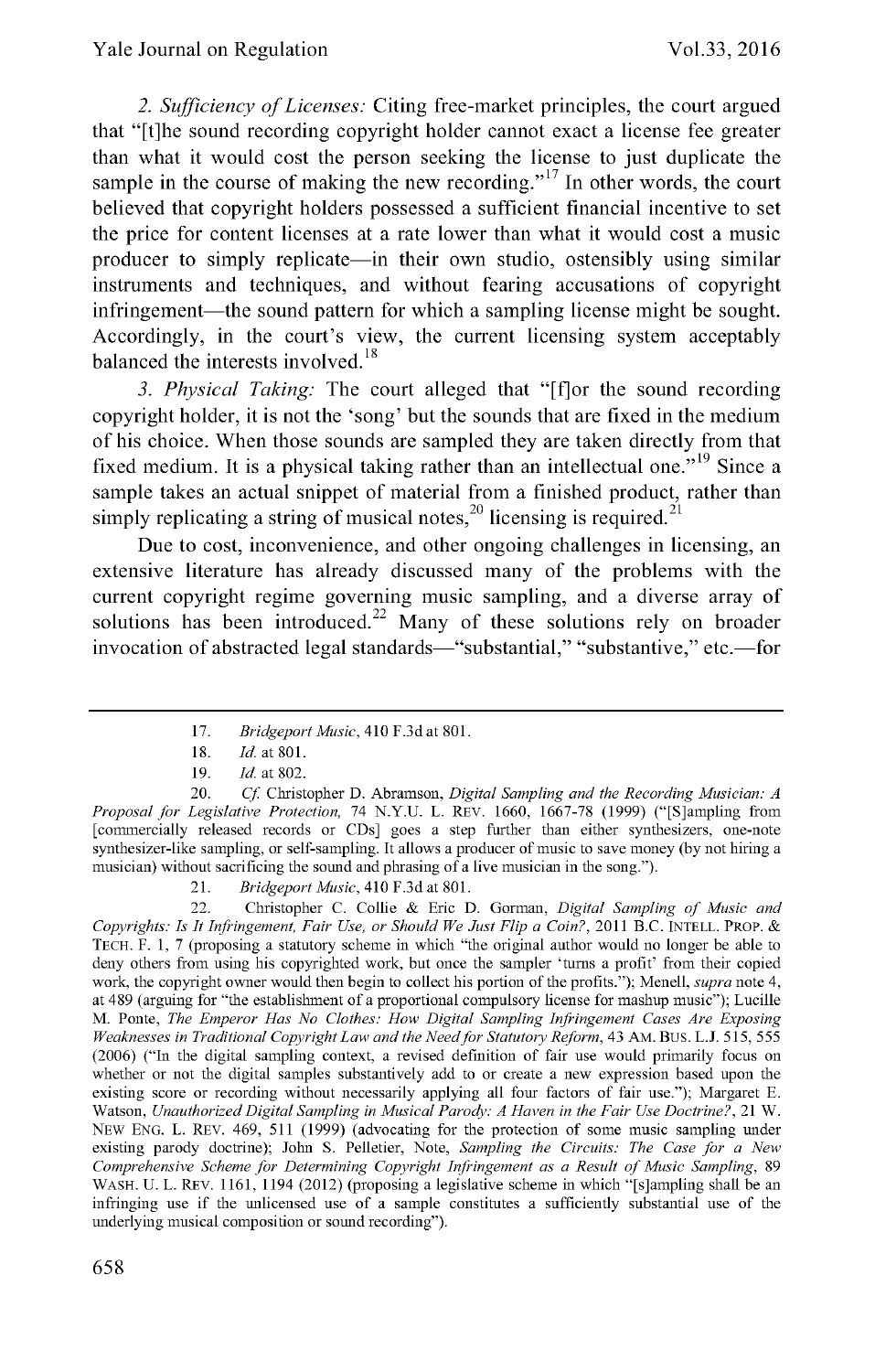*2. Sufficiency of Licenses:* Citing free-market principles, the court argued that "[t]he sound recording copyright holder cannot exact a license fee greater than what it would cost the person seeking the license to just duplicate the sample in the course of making the new recording."[17] In other words, the court believed that copyright holders possessed a sufficient financial incentive to set the price for content licenses at a rate lower than what it would cost a music producer to simply replicate—in their own studio, ostensibly using similar instruments and techniques, and without fearing accusations of copyright infringement—the sound pattern for which a sampling license might be sought. Accordingly, in the court's view, the current licensing system acceptably balanced the interests involved.[18]

*3. Physical Taking:* The court alleged that "[f]or the sound recording copyright holder, it is not the 'song' but the sounds that are fixed in the medium of his choice. When those sounds are sampled they are taken directly from that fixed medium. It is a physical taking rather than an intellectual one."[19] Since a sample takes an actual snippet of material from a finished product, rather than simply replicating a string of musical notes,[20] licensing is required.[21]

Due to cost, inconvenience, and other ongoing challenges in licensing, an extensive literature has already discussed many of the problems with the current copyright regime governing music sampling, and a diverse array of solutions has been introduced.[22] Many of these solutions rely on broader invocation of abstracted legal standards—"substantial," "substantive," etc.—for

---

17. *Bridgeport Music*, 410 F.3d at 801.

18. *Id.* at 801.

19. *Id.* at 802.

20. *Cf.* Christopher D. Abramson, *Digital Sampling and the Recording Musician: A Proposal for Legislative Protection*, 74 N.Y.U. L. REV. 1660, 1667-78 (1999) ("[S]ampling from [commercially released records or CDs] goes a step further than either synthesizers, one-note synthesizer-like sampling, or self-sampling. It allows a producer of music to save money (by not hiring a musician) without sacrificing the sound and phrasing of a live musician in the song.").

21. *Bridgeport Music*, 410 F.3d at 801.

22. Christopher C. Collie & Eric D. Gorman, *Digital Sampling of Music and Copyrights: Is It Infringement, Fair Use, or Should We Just Flip a Coin?*, 2011 B.C. INTELL. PROP. & TECH. F. 1, 7 (proposing a statutory scheme in which "the original author would no longer be able to deny others from using his copyrighted work, but once the sampler 'turns a profit' from their copied work, the copyright owner would then begin to collect his portion of the profits."); Menell, *supra* note 4, at 489 (arguing for "the establishment of a proportional compulsory license for mashup music"); Lucille M. Ponte, *The Emperor Has No Clothes: How Digital Sampling Infringement Cases Are Exposing Weaknesses in Traditional Copyright Law and the Need for Statutory Reform*, 43 AM. BUS. L.J. 515, 555 (2006) ("In the digital sampling context, a revised definition of fair use would primarily focus on whether or not the digital samples substantively add to or create a new expression based upon the existing score or recording without necessarily applying all four factors of fair use."); Margaret E. Watson, *Unauthorized Digital Sampling in Musical Parody: A Haven in the Fair Use Doctrine?*, 21 W. NEW ENG. L. REV. 469, 511 (1999) (advocating for the protection of some music sampling under existing parody doctrine); John S. Pelletier, Note, *Sampling the Circuits: The Case for a New Comprehensive Scheme for Determining Copyright Infringement as a Result of Music Sampling*, 89 WASH. U. L. REV. 1161, 1194 (2012) (proposing a legislative scheme in which "[s]ampling shall be an infringing use if the unlicensed use of a sample constitutes a sufficiently substantial use of the underlying musical composition or sound recording").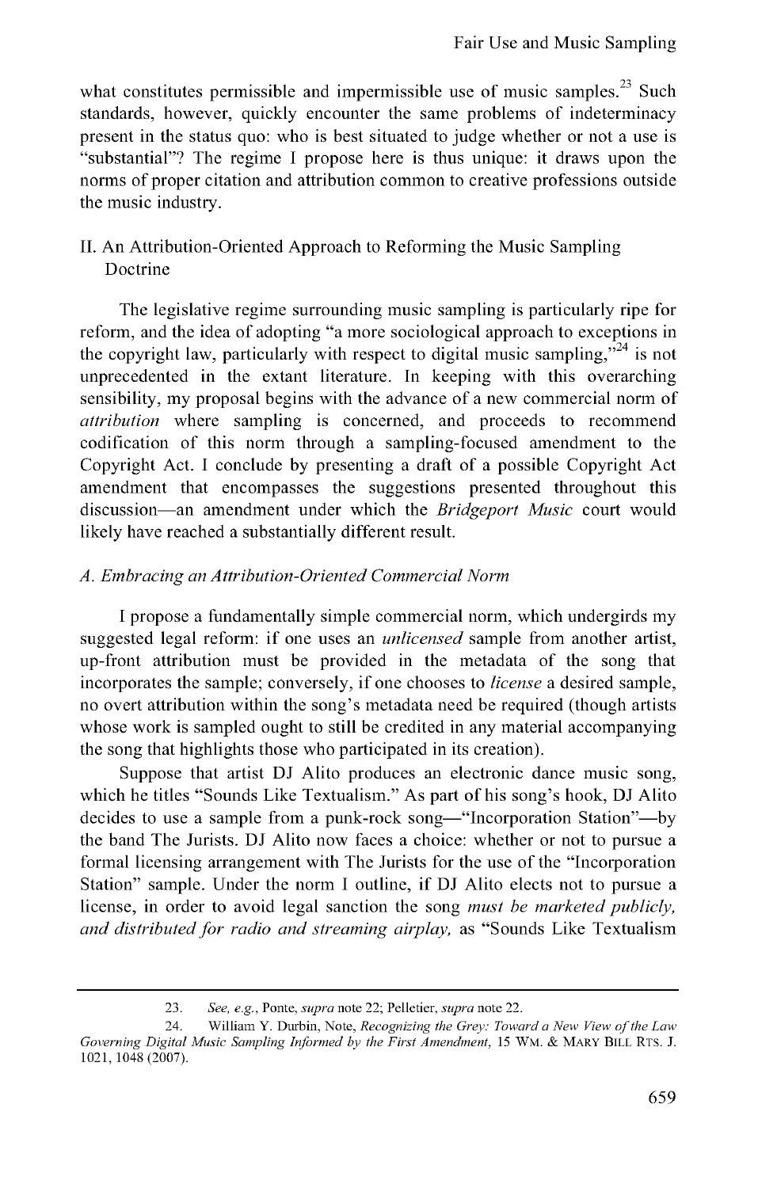what constitutes permissible and impermissible use of music samples.[23] Such standards, however, quickly encounter the same problems of indeterminacy present in the status quo: who is best situated to judge whether or not a use is "substantial"? The regime I propose here is thus unique: it draws upon the norms of proper citation and attribution common to creative professions outside the music industry.

## II. An Attribution-Oriented Approach to Reforming the Music Sampling Doctrine

The legislative regime surrounding music sampling is particularly ripe for reform, and the idea of adopting "a more sociological approach to exceptions in the copyright law, particularly with respect to digital music sampling,"[24] is not unprecedented in the extant literature. In keeping with this overarching sensibility, my proposal begins with the advance of a new commercial norm of *attribution* where sampling is concerned, and proceeds to recommend codification of this norm through a sampling-focused amendment to the Copyright Act. I conclude by presenting a draft of a possible Copyright Act amendment that encompasses the suggestions presented throughout this discussion—an amendment under which the *Bridgeport Music* court would likely have reached a substantially different result.

### *A. Embracing an Attribution-Oriented Commercial Norm*

I propose a fundamentally simple commercial norm, which undergirds my suggested legal reform: if one uses an *unlicensed* sample from another artist, up-front attribution must be provided in the metadata of the song that incorporates the sample; conversely, if one chooses to *license* a desired sample, no overt attribution within the song's metadata need be required (though artists whose work is sampled ought to still be credited in any material accompanying the song that highlights those who participated in its creation).

Suppose that artist DJ Alito produces an electronic dance music song, which he titles "Sounds Like Textualism." As part of his song's hook, DJ Alito decides to use a sample from a punk-rock song—"Incorporation Station"—by the band The Jurists. DJ Alito now faces a choice: whether or not to pursue a formal licensing arrangement with The Jurists for the use of the "Incorporation Station" sample. Under the norm I outline, if DJ Alito elects not to pursue a license, in order to avoid legal sanction the song *must be marketed publicly, and distributed for radio and streaming airplay,* as "Sounds Like Textualism

---

23. *See, e.g.*, Ponte, *supra* note 22; Pelletier, *supra* note 22.

24. William Y. Durbin, Note, *Recognizing the Grey: Toward a New View of the Law Governing Digital Music Sampling Informed by the First Amendment*, 15 WM. & MARY BILL RTS. J. 1021, 1048 (2007).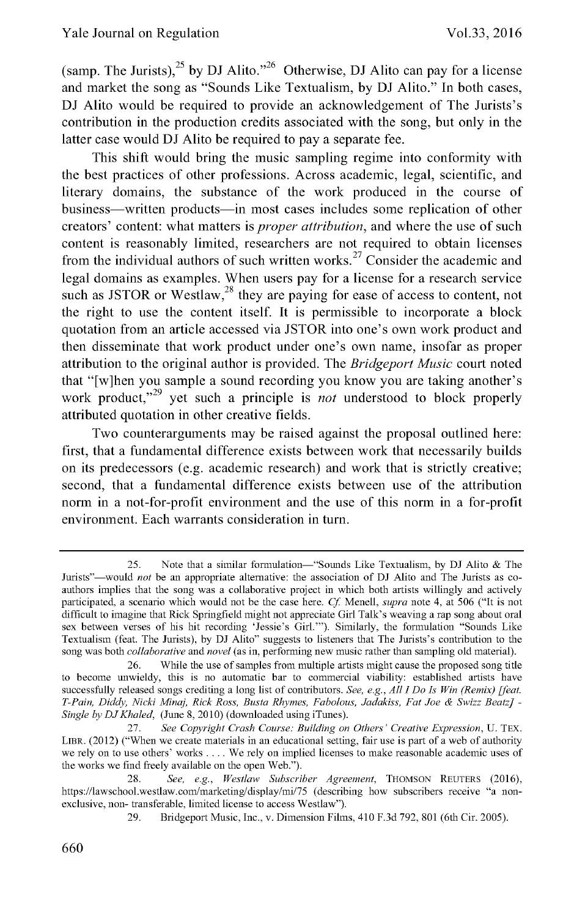(samp. The Jurists),[25] by DJ Alito."[26] Otherwise, DJ Alito can pay for a license and market the song as "Sounds Like Textualism, by DJ Alito." In both cases, DJ Alito would be required to provide an acknowledgement of The Jurists's contribution in the production credits associated with the song, but only in the latter case would DJ Alito be required to pay a separate fee.

This shift would bring the music sampling regime into conformity with the best practices of other professions. Across academic, legal, scientific, and literary domains, the substance of the work produced in the course of business—written products—in most cases includes some replication of other creators' content: what matters is *proper attribution*, and where the use of such content is reasonably limited, researchers are not required to obtain licenses from the individual authors of such written works.[27] Consider the academic and legal domains as examples. When users pay for a license for a research service such as JSTOR or Westlaw,[28] they are paying for ease of access to content, not the right to use the content itself. It is permissible to incorporate a block quotation from an article accessed via JSTOR into one's own work product and then disseminate that work product under one's own name, insofar as proper attribution to the original author is provided. The *Bridgeport Music* court noted that "[w]hen you sample a sound recording you know you are taking another's work product,"[29] yet such a principle is *not* understood to block properly attributed quotation in other creative fields.

Two counterarguments may be raised against the proposal outlined here: first, that a fundamental difference exists between work that necessarily builds on its predecessors (e.g. academic research) and work that is strictly creative; second, that a fundamental difference exists between use of the attribution norm in a not-for-profit environment and the use of this norm in a for-profit environment. Each warrants consideration in turn.

---

25. Note that a similar formulation—"Sounds Like Textualism, by DJ Alito & The Jurists"—would *not* be an appropriate alternative: the association of DJ Alito and The Jurists as co-authors implies that the song was a collaborative project in which both artists willingly and actively participated, a scenario which would not be the case here. *Cf.* Menell, *supra* note 4, at 506 ("It is not difficult to imagine that Rick Springfield might not appreciate Girl Talk's weaving a rap song about oral sex between verses of his hit recording 'Jessie's Girl.'"). Similarly, the formulation "Sounds Like Textualism (feat. The Jurists), by DJ Alito" suggests to listeners that The Jurists's contribution to the song was both *collaborative* and *novel* (as in, performing new music rather than sampling old material).

26. While the use of samples from multiple artists might cause the proposed song title to become unwieldy, this is no automatic bar to commercial viability: established artists have successfully released songs crediting a long list of contributors. *See, e.g.*, *All I Do Is Win (Remix) [feat. T-Pain, Diddy, Nicki Minaj, Rick Ross, Busta Rhymes, Fabolous, Jadakiss, Fat Joe & Swizz Beatz] - Single by DJ Khaled*, (June 8, 2010) (downloaded using iTunes).

27. *See Copyright Crash Course: Building on Others' Creative Expression*, U. TEX. LIBR. (2012) ("When we create materials in an educational setting, fair use is part of a web of authority we rely on to use others' works . . . . We rely on implied licenses to make reasonable academic uses of the works we find freely available on the open Web.").

28. *See, e.g.*, *Westlaw Subscriber Agreement*, THOMSON REUTERS (2016), https://lawschool.westlaw.com/marketing/display/mi/75 (describing how subscribers receive "a non-exclusive, non- transferable, limited license to access Westlaw").

29. Bridgeport Music, Inc., v. Dimension Films, 410 F.3d 792, 801 (6th Cir. 2005).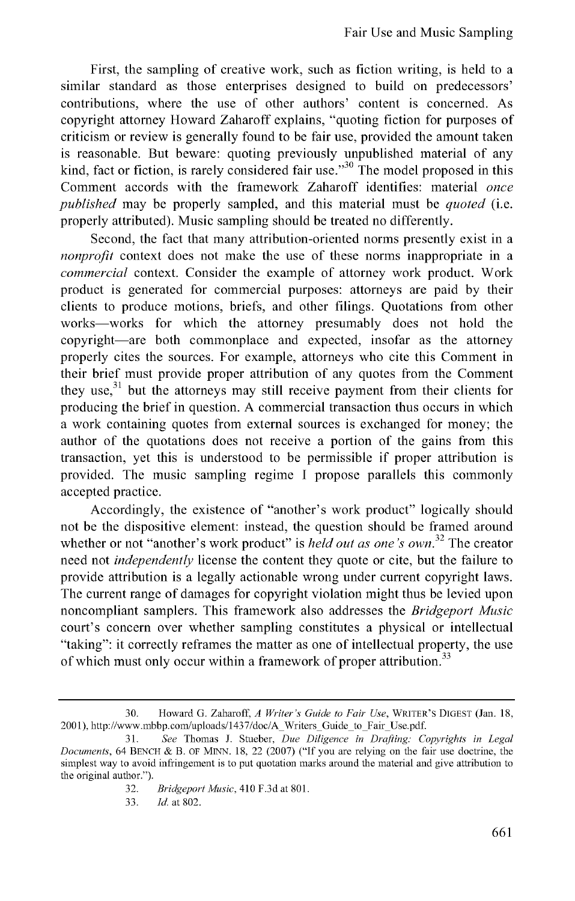First, the sampling of creative work, such as fiction writing, is held to a similar standard as those enterprises designed to build on predecessors' contributions, where the use of other authors' content is concerned. As copyright attorney Howard Zaharoff explains, "quoting fiction for purposes of criticism or review is generally found to be fair use, provided the amount taken is reasonable. But beware: quoting previously unpublished material of any kind, fact or fiction, is rarely considered fair use."[30] The model proposed in this Comment accords with the framework Zaharoff identifies: material *once published* may be properly sampled, and this material must be *quoted* (i.e. properly attributed). Music sampling should be treated no differently.

Second, the fact that many attribution-oriented norms presently exist in a *nonprofit* context does not make the use of these norms inappropriate in a *commercial* context. Consider the example of attorney work product. Work product is generated for commercial purposes: attorneys are paid by their clients to produce motions, briefs, and other filings. Quotations from other works—works for which the attorney presumably does not hold the copyright—are both commonplace and expected, insofar as the attorney properly cites the sources. For example, attorneys who cite this Comment in their brief must provide proper attribution of any quotes from the Comment they use,[31] but the attorneys may still receive payment from their clients for producing the brief in question. A commercial transaction thus occurs in which a work containing quotes from external sources is exchanged for money; the author of the quotations does not receive a portion of the gains from this transaction, yet this is understood to be permissible if proper attribution is provided. The music sampling regime I propose parallels this commonly accepted practice.

Accordingly, the existence of "another's work product" logically should not be the dispositive element: instead, the question should be framed around whether or not "another's work product" is *held out as one's own*.[32] The creator need not *independently* license the content they quote or cite, but the failure to provide attribution is a legally actionable wrong under current copyright laws. The current range of damages for copyright violation might thus be levied upon noncompliant samplers. This framework also addresses the *Bridgeport Music* court's concern over whether sampling constitutes a physical or intellectual "taking": it correctly reframes the matter as one of intellectual property, the use of which must only occur within a framework of proper attribution.[33]

---

30. Howard G. Zaharoff, *A Writer's Guide to Fair Use*, WRITER'S DIGEST (Jan. 18, 2001), http://www.mbbp.com/uploads/1437/doc/A_Writers_Guide_to_Fair_Use.pdf.

31. *See* Thomas J. Stueber, *Due Diligence in Drafting: Copyrights in Legal Documents*, 64 BENCH & B. OF MINN. 18, 22 (2007) ("If you are relying on the fair use doctrine, the simplest way to avoid infringement is to put quotation marks around the material and give attribution to the original author.").

32. *Bridgeport Music*, 410 F.3d at 801.

33. *Id.* at 802.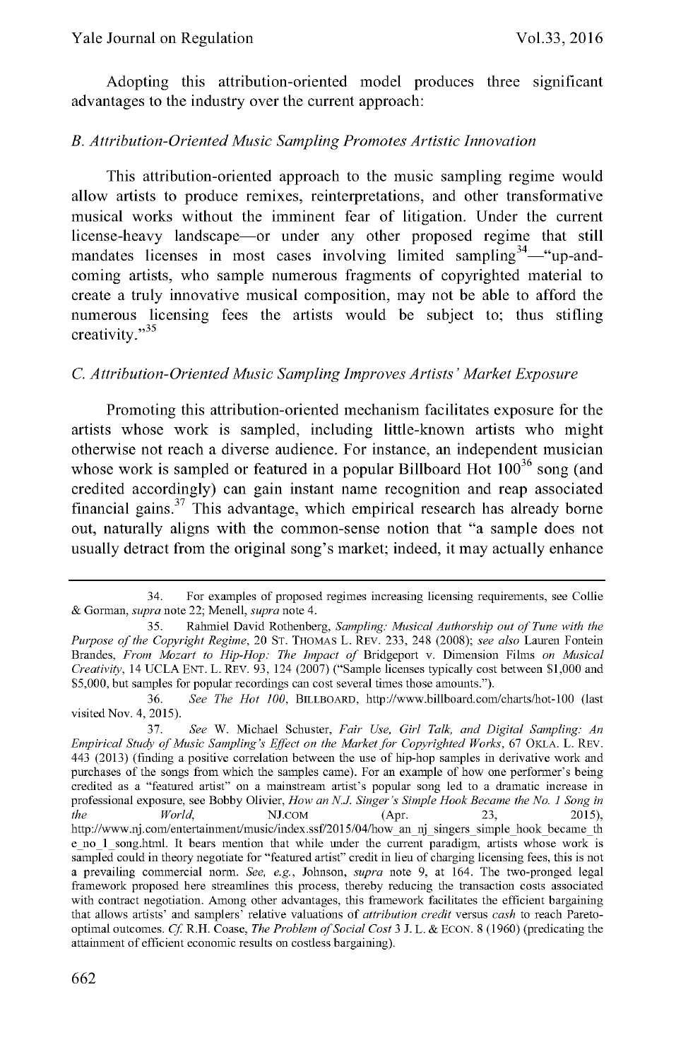Adopting this attribution-oriented model produces three significant advantages to the industry over the current approach:

### *B. Attribution-Oriented Music Sampling Promotes Artistic Innovation*

This attribution-oriented approach to the music sampling regime would allow artists to produce remixes, reinterpretations, and other transformative musical works without the imminent fear of litigation. Under the current license-heavy landscape—or under any other proposed regime that still mandates licenses in most cases involving limited sampling[34]—"up-and-coming artists, who sample numerous fragments of copyrighted material to create a truly innovative musical composition, may not be able to afford the numerous licensing fees the artists would be subject to; thus stifling creativity."[35]

### *C. Attribution-Oriented Music Sampling Improves Artists' Market Exposure*

Promoting this attribution-oriented mechanism facilitates exposure for the artists whose work is sampled, including little-known artists who might otherwise not reach a diverse audience. For instance, an independent musician whose work is sampled or featured in a popular Billboard Hot 100[36] song (and credited accordingly) can gain instant name recognition and reap associated financial gains.[37] This advantage, which empirical research has already borne out, naturally aligns with the common-sense notion that "a sample does not usually detract from the original song's market; indeed, it may actually enhance

---

34. For examples of proposed regimes increasing licensing requirements, see Collie & Gorman, *supra* note 22; Menell, *supra* note 4.

35. Rahmiel David Rothenberg, *Sampling: Musical Authorship out of Tune with the Purpose of the Copyright Regime*, 20 ST. THOMAS L. REV. 233, 248 (2008); *see also* Lauren Fontein Brandes, *From Mozart to Hip-Hop: The Impact of* Bridgeport v. Dimension Films *on Musical Creativity*, 14 UCLA ENT. L. REV. 93, 124 (2007) ("Sample licenses typically cost between $1,000 and $5,000, but samples for popular recordings can cost several times those amounts.").

36. *See The Hot 100*, BILLBOARD, http://www.billboard.com/charts/hot-100 (last visited Nov. 4, 2015).

37. *See* W. Michael Schuster, *Fair Use, Girl Talk, and Digital Sampling: An Empirical Study of Music Sampling's Effect on the Market for Copyrighted Works*, 67 OKLA. L. REV. 443 (2013) (finding a positive correlation between the use of hip-hop samples in derivative work and purchases of the songs from which the samples came). For an example of how one performer's being credited as a "featured artist" on a mainstream artist's popular song led to a dramatic increase in professional exposure, see Bobby Olivier, *How an N.J. Singer's Simple Hook Became the No. 1 Song in the World*, NJ.COM (Apr. 23, 2015), http://www.nj.com/entertainment/music/index.ssf/2015/04/how_an_nj_singers_simple_hook_became_the_no_1_song.html. It bears mention that while under the current paradigm, artists whose work is sampled could in theory negotiate for "featured artist" credit in lieu of charging licensing fees, this is not a prevailing commercial norm. *See, e.g.*, Johnson, *supra* note 9, at 164. The two-pronged legal framework proposed here streamlines this process, thereby reducing the transaction costs associated with contract negotiation. Among other advantages, this framework facilitates the efficient bargaining that allows artists' and samplers' relative valuations of *attribution credit* versus *cash* to reach Pareto-optimal outcomes. *Cf.* R.H. Coase, *The Problem of Social Cost* 3 J. L. & ECON. 8 (1960) (predicating the attainment of efficient economic results on costless bargaining).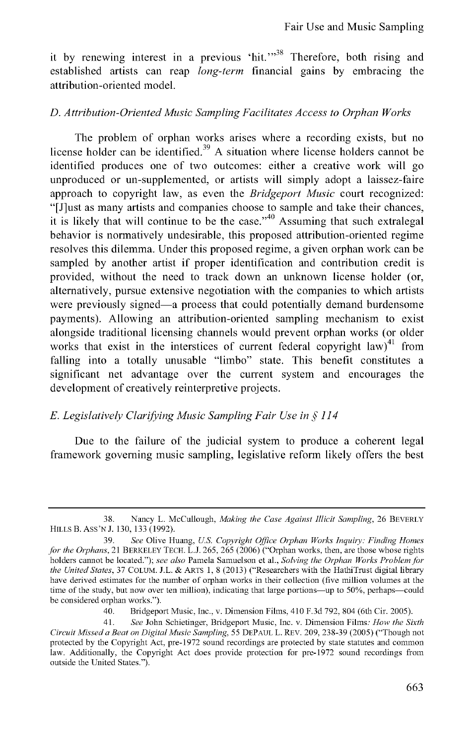it by renewing interest in a previous 'hit.'"[38] Therefore, both rising and established artists can reap *long-term* financial gains by embracing the attribution-oriented model.

### *D. Attribution-Oriented Music Sampling Facilitates Access to Orphan Works*

The problem of orphan works arises where a recording exists, but no license holder can be identified.[39] A situation where license holders cannot be identified produces one of two outcomes: either a creative work will go unproduced or un-supplemented, or artists will simply adopt a laissez-faire approach to copyright law, as even the *Bridgeport Music* court recognized: "[J]ust as many artists and companies choose to sample and take their chances, it is likely that will continue to be the case."[40] Assuming that such extralegal behavior is normatively undesirable, this proposed attribution-oriented regime resolves this dilemma. Under this proposed regime, a given orphan work can be sampled by another artist if proper identification and contribution credit is provided, without the need to track down an unknown license holder (or, alternatively, pursue extensive negotiation with the companies to which artists were previously signed—a process that could potentially demand burdensome payments). Allowing an attribution-oriented sampling mechanism to exist alongside traditional licensing channels would prevent orphan works (or older works that exist in the interstices of current federal copyright law)[41] from falling into a totally unusable "limbo" state. This benefit constitutes a significant net advantage over the current system and encourages the development of creatively reinterpretive projects.

### *E. Legislatively Clarifying Music Sampling Fair Use in § 114*

Due to the failure of the judicial system to produce a coherent legal framework governing music sampling, legislative reform likely offers the best

---

38. Nancy L. McCullough, *Making the Case Against Illicit Sampling*, 26 BEVERLY HILLS B. ASS'N J. 130, 133 (1992).

39. *See* Olive Huang, *U.S. Copyright Office Orphan Works Inquiry: Finding Homes for the Orphans*, 21 BERKELEY TECH. L.J. 265, 265 (2006) ("Orphan works, then, are those whose rights holders cannot be located."); *see also* Pamela Samuelson et al., *Solving the Orphan Works Problem for the United States*, 37 COLUM. J.L. & ARTS 1, 8 (2013) ("Researchers with the HathiTrust digital library have derived estimates for the number of orphan works in their collection (five million volumes at the time of the study, but now over ten million), indicating that large portions—up to 50%, perhaps—could be considered orphan works.").

40. Bridgeport Music, Inc., v. Dimension Films, 410 F.3d 792, 804 (6th Cir. 2005).

41. *See* John Schietinger, Bridgeport Music, Inc. v. Dimension Films*: How the Sixth Circuit Missed a Beat on Digital Music Sampling*, 55 DEPAUL L. REV. 209, 238-39 (2005) ("Though not protected by the Copyright Act, pre-1972 sound recordings are protected by state statutes and common law. Additionally, the Copyright Act does provide protection for pre-1972 sound recordings from outside the United States.").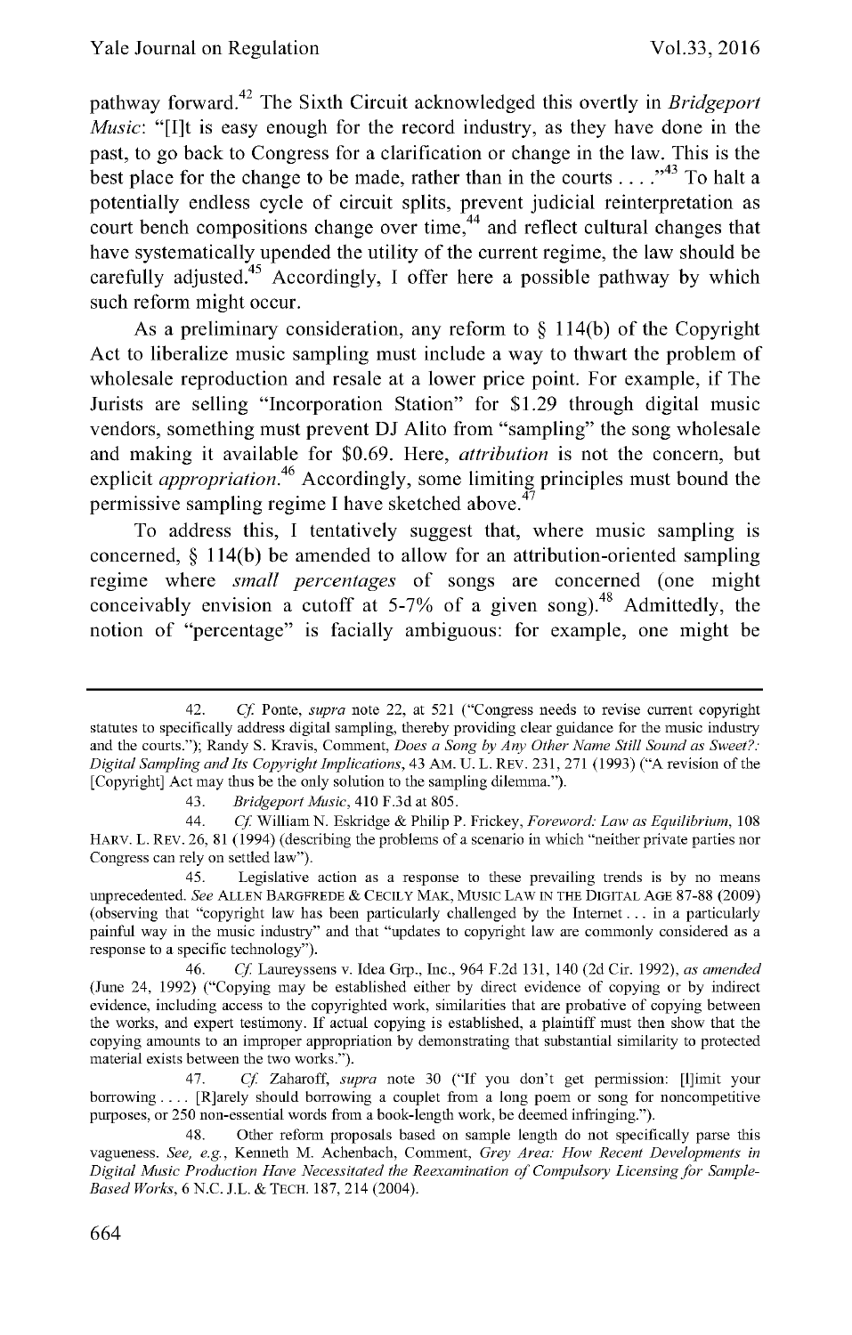pathway forward.[42] The Sixth Circuit acknowledged this overtly in *Bridgeport Music*: "[I]t is easy enough for the record industry, as they have done in the past, to go back to Congress for a clarification or change in the law. This is the best place for the change to be made, rather than in the courts . . . ."[43] To halt a potentially endless cycle of circuit splits, prevent judicial reinterpretation as court bench compositions change over time,[44] and reflect cultural changes that have systematically upended the utility of the current regime, the law should be carefully adjusted.[45] Accordingly, I offer here a possible pathway by which such reform might occur.

As a preliminary consideration, any reform to § 114(b) of the Copyright Act to liberalize music sampling must include a way to thwart the problem of wholesale reproduction and resale at a lower price point. For example, if The Jurists are selling "Incorporation Station" for $1.29 through digital music vendors, something must prevent DJ Alito from "sampling" the song wholesale and making it available for $0.69. Here, *attribution* is not the concern, but explicit *appropriation*.[46] Accordingly, some limiting principles must bound the permissive sampling regime I have sketched above.[47]

To address this, I tentatively suggest that, where music sampling is concerned, § 114(b) be amended to allow for an attribution-oriented sampling regime where *small percentages* of songs are concerned (one might conceivably envision a cutoff at 5-7% of a given song).[48] Admittedly, the notion of "percentage" is facially ambiguous: for example, one might be

---

42. *Cf.* Ponte, *supra* note 22, at 521 ("Congress needs to revise current copyright statutes to specifically address digital sampling, thereby providing clear guidance for the music industry and the courts."); Randy S. Kravis, Comment, *Does a Song by Any Other Name Still Sound as Sweet?: Digital Sampling and Its Copyright Implications*, 43 AM. U. L. REV. 231, 271 (1993) ("A revision of the [Copyright] Act may thus be the only solution to the sampling dilemma.").

43. *Bridgeport Music*, 410 F.3d at 805.

44. *Cf.* William N. Eskridge & Philip P. Frickey, *Foreword: Law as Equilibrium*, 108 HARV. L. REV. 26, 81 (1994) (describing the problems of a scenario in which "neither private parties nor Congress can rely on settled law").

45. Legislative action as a response to these prevailing trends is by no means unprecedented. *See* ALLEN BARGFREDE & CECILY MAK, MUSIC LAW IN THE DIGITAL AGE 87-88 (2009) (observing that "copyright law has been particularly challenged by the Internet . . . in a particularly painful way in the music industry" and that "updates to copyright law are commonly considered as a response to a specific technology").

46. *Cf.* Laureyssens v. Idea Grp., Inc., 964 F.2d 131, 140 (2d Cir. 1992), *as amended* (June 24, 1992) ("Copying may be established either by direct evidence of copying or by indirect evidence, including access to the copyrighted work, similarities that are probative of copying between the works, and expert testimony. If actual copying is established, a plaintiff must then show that the copying amounts to an improper appropriation by demonstrating that substantial similarity to protected material exists between the two works.").

47. *Cf.* Zaharoff, *supra* note 30 ("If you don't get permission: [l]imit your borrowing . . . . [R]arely should borrowing a couplet from a long poem or song for noncompetitive purposes, or 250 non-essential words from a book-length work, be deemed infringing.").

48. Other reform proposals based on sample length do not specifically parse this vagueness. *See, e.g.*, Kenneth M. Achenbach, Comment, *Grey Area: How Recent Developments in Digital Music Production Have Necessitated the Reexamination of Compulsory Licensing for Sample-Based Works*, 6 N.C. J.L. & TECH. 187, 214 (2004).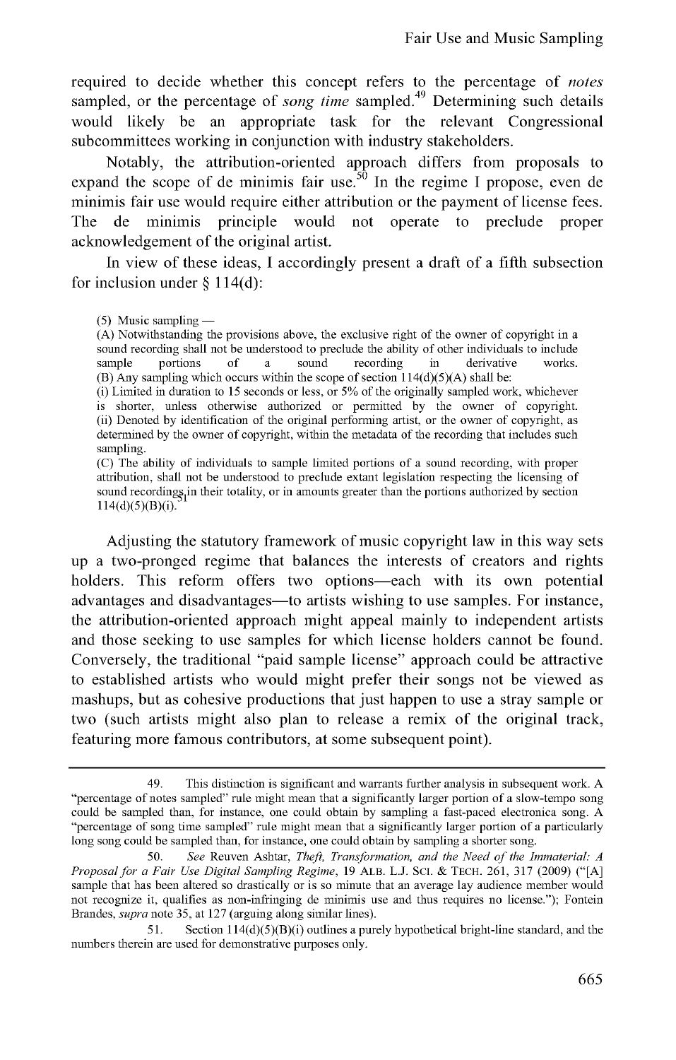required to decide whether this concept refers to the percentage of *notes* sampled, or the percentage of *song time* sampled.[49] Determining such details would likely be an appropriate task for the relevant Congressional subcommittees working in conjunction with industry stakeholders.

Notably, the attribution-oriented approach differs from proposals to expand the scope of de minimis fair use.[50] In the regime I propose, even de minimis fair use would require either attribution or the payment of license fees. The de minimis principle would not operate to preclude proper acknowledgement of the original artist.

In view of these ideas, I accordingly present a draft of a fifth subsection for inclusion under § 114(d):

> (5) Music sampling —
> (A) Notwithstanding the provisions above, the exclusive right of the owner of copyright in a sound recording shall not be understood to preclude the ability of other individuals to include sample portions of a sound recording in derivative works.
> (B) Any sampling which occurs within the scope of section 114(d)(5)(A) shall be:
> (i) Limited in duration to 15 seconds or less, or 5% of the originally sampled work, whichever is shorter, unless otherwise authorized or permitted by the owner of copyright.
> (ii) Denoted by identification of the original performing artist, or the owner of copyright, as determined by the owner of copyright, within the metadata of the recording that includes such sampling.
> (C) The ability of individuals to sample limited portions of a sound recording, with proper attribution, shall not be understood to preclude extant legislation respecting the licensing of sound recordings in their totality, or in amounts greater than the portions authorized by section 114(d)(5)(B)(i).[51]

Adjusting the statutory framework of music copyright law in this way sets up a two-pronged regime that balances the interests of creators and rights holders. This reform offers two options—each with its own potential advantages and disadvantages—to artists wishing to use samples. For instance, the attribution-oriented approach might appeal mainly to independent artists and those seeking to use samples for which license holders cannot be found. Conversely, the traditional "paid sample license" approach could be attractive to established artists who would might prefer their songs not be viewed as mashups, but as cohesive productions that just happen to use a stray sample or two (such artists might also plan to release a remix of the original track, featuring more famous contributors, at some subsequent point).

---

49. This distinction is significant and warrants further analysis in subsequent work. A "percentage of notes sampled" rule might mean that a significantly larger portion of a slow-tempo song could be sampled than, for instance, one could obtain by sampling a fast-paced electronica song. A "percentage of song time sampled" rule might mean that a significantly larger portion of a particularly long song could be sampled than, for instance, one could obtain by sampling a shorter song.

50. *See* Reuven Ashtar, *Theft, Transformation, and the Need of the Immaterial: A Proposal for a Fair Use Digital Sampling Regime*, 19 ALB. L.J. SCI. & TECH. 261, 317 (2009) ("[A] sample that has been altered so drastically or is so minute that an average lay audience member would not recognize it, qualifies as non-infringing de minimis use and thus requires no license."); Fontein Brandes, *supra* note 35, at 127 (arguing along similar lines).

51. Section 114(d)(5)(B)(i) outlines a purely hypothetical bright-line standard, and the numbers therein are used for demonstrative purposes only.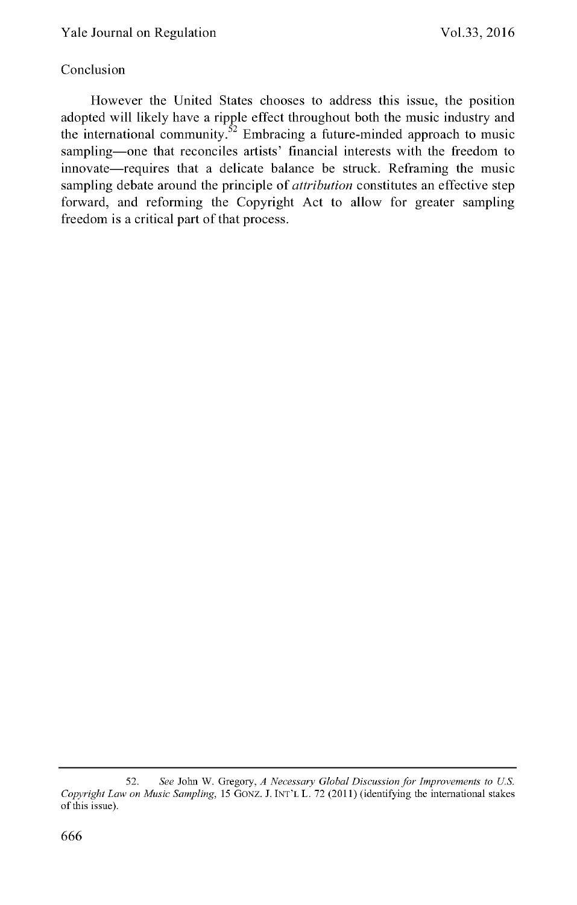## Conclusion

However the United States chooses to address this issue, the position adopted will likely have a ripple effect throughout both the music industry and the international community.[52] Embracing a future-minded approach to music sampling—one that reconciles artists' financial interests with the freedom to innovate—requires that a delicate balance be struck. Reframing the music sampling debate around the principle of *attribution* constitutes an effective step forward, and reforming the Copyright Act to allow for greater sampling freedom is a critical part of that process.

---

52. *See* John W. Gregory, *A Necessary Global Discussion for Improvements to U.S. Copyright Law on Music Sampling*, 15 GONZ. J. INT'L L. 72 (2011) (identifying the international stakes of this issue).